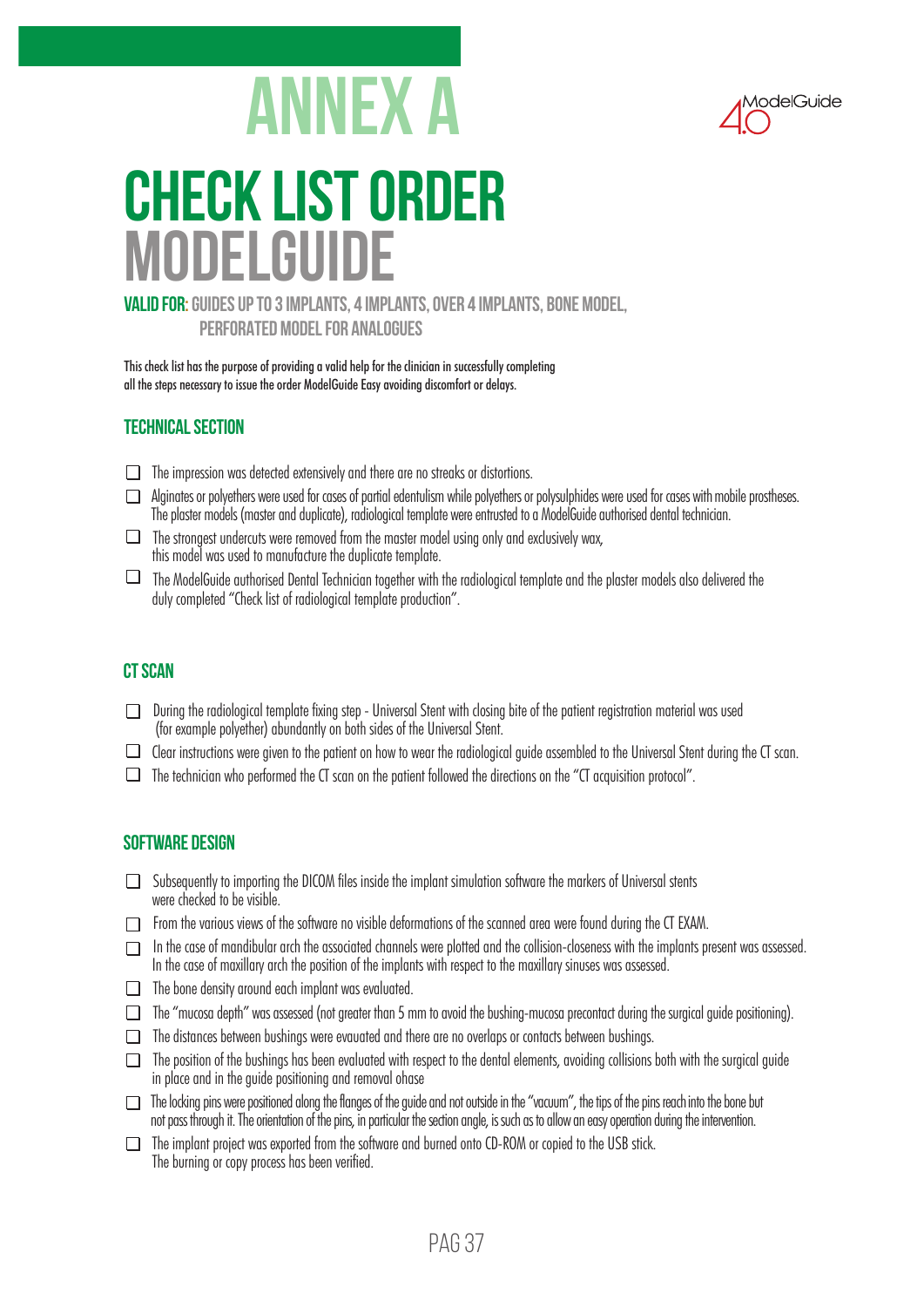# ANNEX A

# CHECK LIST ORDER MODELGUIDE

**VALID FOR: GUIDES UP TO 3 IMPLANTS, 4 IMPLANTS, OVER 4 IMPLANTS, BONE MODEL, PERFORATED MODEL FOR ANALOGUES**

This check list has the purpose of providing a valid help for the clinician in successfully completing all the steps necessary to issue the order ModelGuide Easy avoiding discomfort or delays.

## TECHNICAL SECTION

- ☐ The impression was detected extensively and there are no streaks or distortions.
- ☐ Alginates or polyethers were used for cases of partial edentulism while polyethers or polysulphides were used for cases with mobile prostheses. The plaster models (master and duplicate), radiological template were entrusted to a ModelGuide authorised dental technician.
- ☐ The strongest undercuts were removed from the master model using only and exclusively wax, this model was used to manufacture the duplicate template.
- ☐ The ModelGuide authorised Dental Technician together with the radiological template and the plaster models also delivered the duly completed "Check list of radiological template production".

## CT SCAN

- ☐ During the radiological template fixing step - Universal Stent with closing bite of the patient registration material was used (for example polyether) abundantly on both sides of the Universal Stent.
- ☐ Clear instructions were given to the patient on how to wear the radiological guide assembled to the Universal Stent during the CT scan.
- ☐ The technician who performed the CT scan on the patient followed the directions on the "CT acquisition protocol".

## SOFTWARE DESIGN

- ☐ Subsequently to importing the DICOM files inside the implant simulation software the markers of Universal stents were checked to be visible.
- ☐ From the various views of the software no visible deformations of the scanned area were found during the CT EXAM.
- ☐ In the case of mandibular arch the associated channels were plotted and the collision-closeness with the implants present was assessed. In the case of maxillary arch the position of the implants with respect to the maxillary sinuses was assessed.
- ☐ The bone density around each implant was evaluated.
- ☐ The "mucosa depth" was assessed (not greater than 5 mm to avoid the bushing-mucosa precontact during the surgical guide positioning).
- ☐ The distances between bushings were evauated and there are no overlaps or contacts between bushings.
- ☐ The position of the bushings has been evaluated with respect to the dental elements, avoiding collisions both with the surgical guide in place and in the guide positioning and removal ohase
- ☐ The locking pins were positioned along the flanges of the guide and not outside in the "vacuum", the tips of the pins reach into the bone but not pass through it. The orientation of the pins, in particular the section angle, is such as to allow an easy operation during the intervention.
- ☐ The implant project was exported from the software and burned onto CD-ROM or copied to the USB stick. The burning or copy process has been verified.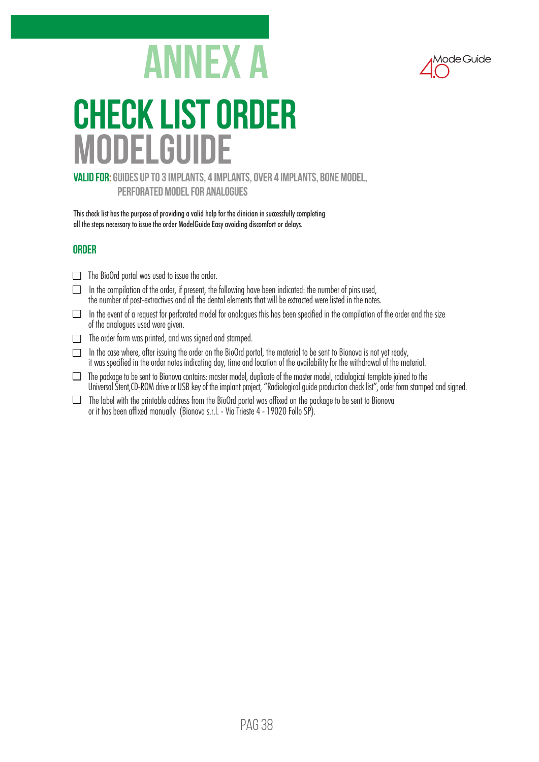# ANNEX A

# CHECK LIST ORDER MODELGUIDE

**VALID FOR:** GUIDES UP TO 3 IMPLANTS, 4 IMPLANTS, OVER 4 IMPLANTS, BONE MODEL, PERFORATED MODEL FOR ANALOGUES

This check list has the purpose of providing a valid help for the clinician in successfully completing all the steps necessary to issue the order ModelGuide Easy avoiding discomfort or delays.

## ORDER

- [ ] The BioOrd portal was used to issue the order.
- [ ] In the compilation of the order, if present, the following have been indicated: the number of pins used, the number of post-extractives and all the dental elements that will be extracted were listed in the notes.
- [ ] In the event of a request for perforated model for analogues this has been specified in the compilation of the order and the size of the analogues used were given.
- [ ] The order form was printed, and was signed and stamped.
- [ ] In the case where, after issuing the order on the BioOrd portal, the material to be sent to Bionova is not yet ready, it was specified in the order notes indicating day, time and location of the availability for the withdrawal of the material.
- [ ] The package to be sent to Bionova contains: master model, duplicate of the master model, radiological template joined to the Universal Stent,CD-ROM drive or USB key of the implant project, "Radiological guide production check list", order form stamped and signed.
- [ ] The label with the printable address from the BioOrd portal was affixed on the package to be sent to Bionova or it has been affixed manually (Bionova s.r.l. - Via Trieste 4 - 19020 Follo SP).